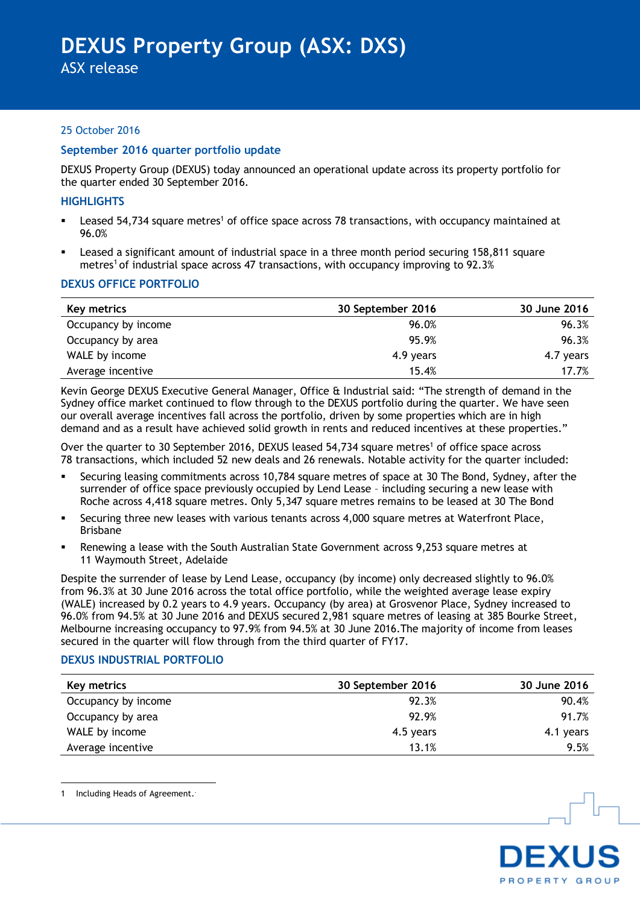# DEXUS Property Group (ASX: DXS)

ASX release

25 October 2016

## September 2016 quarter portfolio update

DEXUS Property Group (DEXUS) today announced an operational update across its property portfolio for the quarter ended 30 September 2016.

### HIGHLIGHTS

- Leased 54,734 square metres[1] of office space across 78 transactions, with occupancy maintained at 96.0%
- Leased a significant amount of industrial space in a three month period securing 158,811 square metres[1] of industrial space across 47 transactions, with occupancy improving to 92.3%

### DEXUS OFFICE PORTFOLIO

| Key metrics | 30 September 2016 | 30 June 2016 |
|---|---|---|
| Occupancy by income | 96.0% | 96.3% |
| Occupancy by area | 95.9% | 96.3% |
| WALE by income | 4.9 years | 4.7 years |
| Average incentive | 15.4% | 17.7% |

Kevin George DEXUS Executive General Manager, Office & Industrial said: "The strength of demand in the Sydney office market continued to flow through to the DEXUS portfolio during the quarter. We have seen our overall average incentives fall across the portfolio, driven by some properties which are in high demand and as a result have achieved solid growth in rents and reduced incentives at these properties."

Over the quarter to 30 September 2016, DEXUS leased 54,734 square metres[1] of office space across 78 transactions, which included 52 new deals and 26 renewals. Notable activity for the quarter included:

- Securing leasing commitments across 10,784 square metres of space at 30 The Bond, Sydney, after the surrender of office space previously occupied by Lend Lease – including securing a new lease with Roche across 4,418 square metres. Only 5,347 square metres remains to be leased at 30 The Bond
- Securing three new leases with various tenants across 4,000 square metres at Waterfront Place, Brisbane
- Renewing a lease with the South Australian State Government across 9,253 square metres at 11 Waymouth Street, Adelaide

Despite the surrender of lease by Lend Lease, occupancy (by income) only decreased slightly to 96.0% from 96.3% at 30 June 2016 across the total office portfolio, while the weighted average lease expiry (WALE) increased by 0.2 years to 4.9 years. Occupancy (by area) at Grosvenor Place, Sydney increased to 96.0% from 94.5% at 30 June 2016 and DEXUS secured 2,981 square metres of leasing at 385 Bourke Street, Melbourne increasing occupancy to 97.9% from 94.5% at 30 June 2016.The majority of income from leases secured in the quarter will flow through from the third quarter of FY17.

### DEXUS INDUSTRIAL PORTFOLIO

| Key metrics | 30 September 2016 | 30 June 2016 |
|---|---|---|
| Occupancy by income | 92.3% | 90.4% |
| Occupancy by area | 92.9% | 91.7% |
| WALE by income | 4.5 years | 4.1 years |
| Average incentive | 13.1% | 9.5% |

1 Including Heads of Agreement.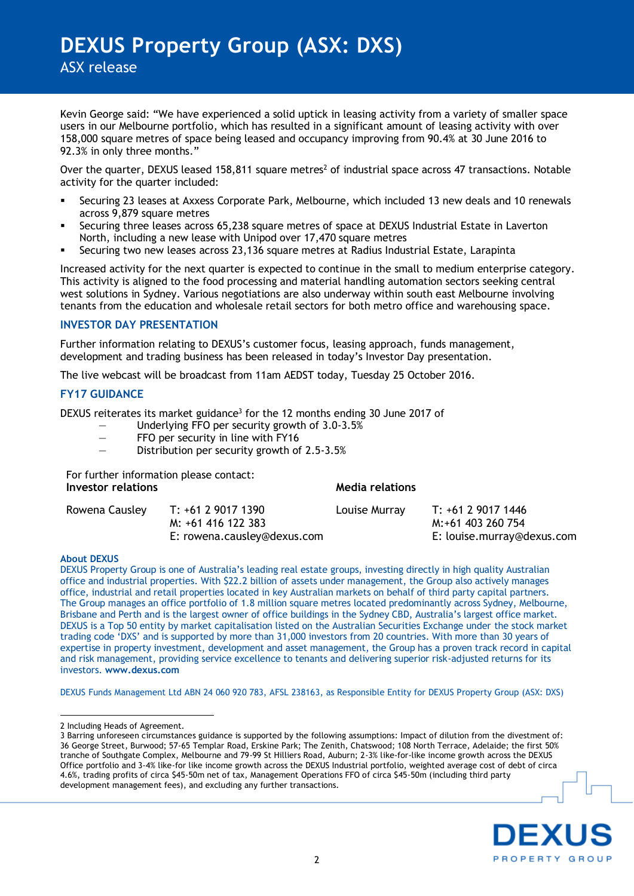# DEXUS Property Group (ASX: DXS)

ASX release

Kevin George said: "We have experienced a solid uptick in leasing activity from a variety of smaller space users in our Melbourne portfolio, which has resulted in a significant amount of leasing activity with over 158,000 square metres of space being leased and occupancy improving from 90.4% at 30 June 2016 to 92.3% in only three months."

Over the quarter, DEXUS leased 158,811 square metres[2] of industrial space across 47 transactions. Notable activity for the quarter included:

- Securing 23 leases at Axxess Corporate Park, Melbourne, which included 13 new deals and 10 renewals across 9,879 square metres
- Securing three leases across 65,238 square metres of space at DEXUS Industrial Estate in Laverton North, including a new lease with Unipod over 17,470 square metres
- Securing two new leases across 23,136 square metres at Radius Industrial Estate, Larapinta

Increased activity for the next quarter is expected to continue in the small to medium enterprise category. This activity is aligned to the food processing and material handling automation sectors seeking central west solutions in Sydney. Various negotiations are also underway within south east Melbourne involving tenants from the education and wholesale retail sectors for both metro office and warehousing space.

### INVESTOR DAY PRESENTATION

Further information relating to DEXUS's customer focus, leasing approach, funds management, development and trading business has been released in today's Investor Day presentation.

The live webcast will be broadcast from 11am AEDST today, Tuesday 25 October 2016.

### FY17 GUIDANCE

DEXUS reiterates its market guidance[3] for the 12 months ending 30 June 2017 of

- Underlying FFO per security growth of 3.0-3.5%
- FFO per security in line with FY16
- Distribution per security growth of 2.5-3.5%

For further information please contact:

| **Investor relations** | | **Media relations** | |
|---|---|---|---|
| Rowena Causley | T: +61 2 9017 1390<br>M: +61 416 122 383<br>E: rowena.causley@dexus.com | Louise Murray | T: +61 2 9017 1446<br>M:+61 403 260 754<br>E: louise.murray@dexus.com |

**About DEXUS**

DEXUS Property Group is one of Australia's leading real estate groups, investing directly in high quality Australian office and industrial properties. With $22.2 billion of assets under management, the Group also actively manages office, industrial and retail properties located in key Australian markets on behalf of third party capital partners. The Group manages an office portfolio of 1.8 million square metres located predominantly across Sydney, Melbourne, Brisbane and Perth and is the largest owner of office buildings in the Sydney CBD, Australia's largest office market. DEXUS is a Top 50 entity by market capitalisation listed on the Australian Securities Exchange under the stock market trading code 'DXS' and is supported by more than 31,000 investors from 20 countries. With more than 30 years of expertise in property investment, development and asset management, the Group has a proven track record in capital and risk management, providing service excellence to tenants and delivering superior risk-adjusted returns for its investors. **www.dexus.com**

DEXUS Funds Management Ltd ABN 24 060 920 783, AFSL 238163, as Responsible Entity for DEXUS Property Group (ASX: DXS)

2 Including Heads of Agreement.

3 Barring unforeseen circumstances guidance is supported by the following assumptions: Impact of dilution from the divestment of: 36 George Street, Burwood; 57-65 Templar Road, Erskine Park; The Zenith, Chatswood; 108 North Terrace, Adelaide; the first 50% tranche of Southgate Complex, Melbourne and 79-99 St Hilliers Road, Auburn; 2-3% like-for-like income growth across the DEXUS Office portfolio and 3-4% like-for like income growth across the DEXUS Industrial portfolio, weighted average cost of debt of circa 4.6%, trading profits of circa $45-50m net of tax, Management Operations FFO of circa $45-50m (including third party development management fees), and excluding any further transactions.